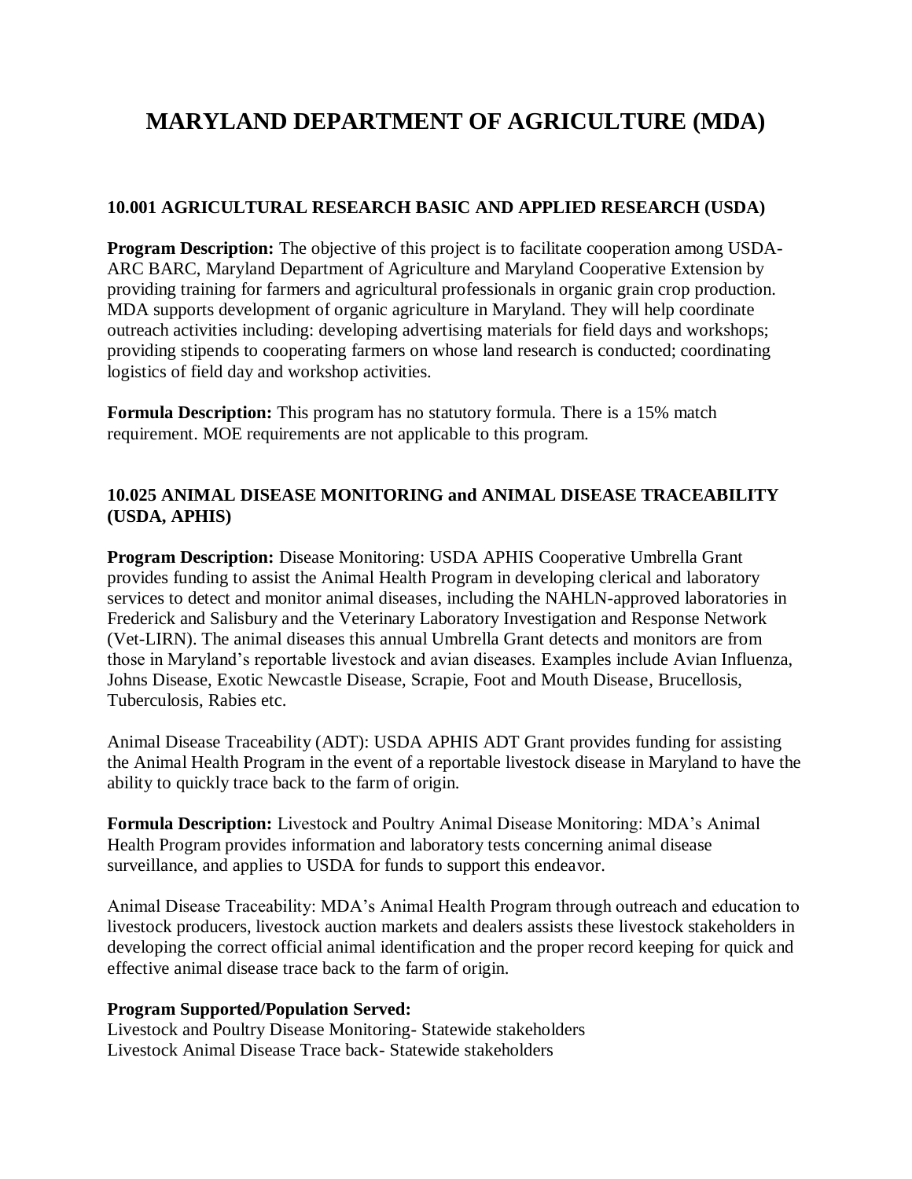# MARYLAND DEPARTMENT OF AGRICULTURE (MDA)

## 10.001 AGRICULTURAL RESEARCH BASIC AND APPLIED RESEARCH (USDA)

**Program Description:** The objective of this project is to facilitate cooperation among USDA-ARC BARC, Maryland Department of Agriculture and Maryland Cooperative Extension by providing training for farmers and agricultural professionals in organic grain crop production. MDA supports development of organic agriculture in Maryland. They will help coordinate outreach activities including: developing advertising materials for field days and workshops; providing stipends to cooperating farmers on whose land research is conducted; coordinating logistics of field day and workshop activities.

**Formula Description:** This program has no statutory formula. There is a 15% match requirement. MOE requirements are not applicable to this program.

## 10.025 ANIMAL DISEASE MONITORING and ANIMAL DISEASE TRACEABILITY (USDA, APHIS)

**Program Description:** Disease Monitoring: USDA APHIS Cooperative Umbrella Grant provides funding to assist the Animal Health Program in developing clerical and laboratory services to detect and monitor animal diseases, including the NAHLN-approved laboratories in Frederick and Salisbury and the Veterinary Laboratory Investigation and Response Network (Vet-LIRN). The animal diseases this annual Umbrella Grant detects and monitors are from those in Maryland's reportable livestock and avian diseases. Examples include Avian Influenza, Johns Disease, Exotic Newcastle Disease, Scrapie, Foot and Mouth Disease, Brucellosis, Tuberculosis, Rabies etc.

Animal Disease Traceability (ADT): USDA APHIS ADT Grant provides funding for assisting the Animal Health Program in the event of a reportable livestock disease in Maryland to have the ability to quickly trace back to the farm of origin.

**Formula Description:** Livestock and Poultry Animal Disease Monitoring: MDA's Animal Health Program provides information and laboratory tests concerning animal disease surveillance, and applies to USDA for funds to support this endeavor.

Animal Disease Traceability: MDA's Animal Health Program through outreach and education to livestock producers, livestock auction markets and dealers assists these livestock stakeholders in developing the correct official animal identification and the proper record keeping for quick and effective animal disease trace back to the farm of origin.

**Program Supported/Population Served:**
Livestock and Poultry Disease Monitoring- Statewide stakeholders
Livestock Animal Disease Trace back- Statewide stakeholders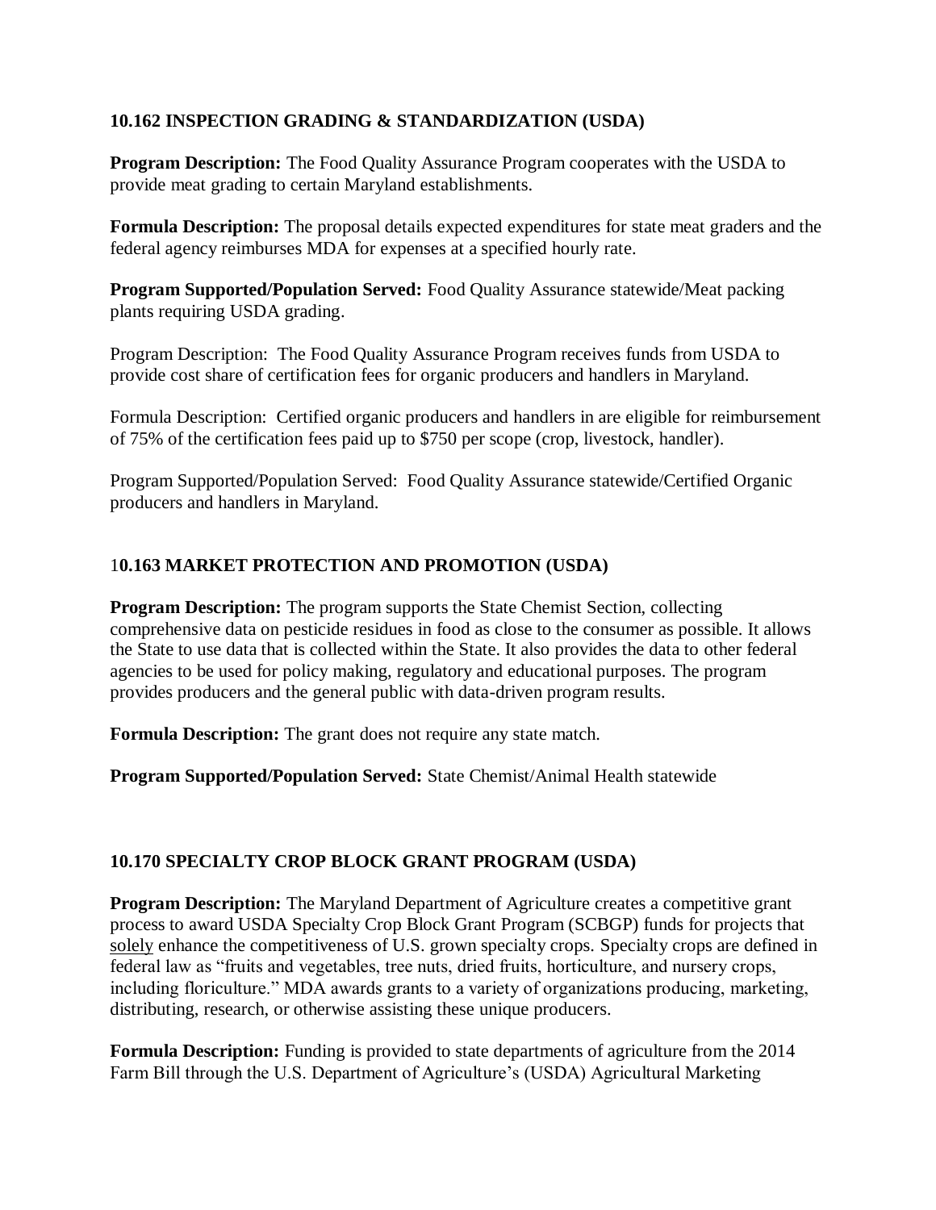**10.162 INSPECTION GRADING & STANDARDIZATION (USDA)**

**Program Description:** The Food Quality Assurance Program cooperates with the USDA to provide meat grading to certain Maryland establishments.

**Formula Description:** The proposal details expected expenditures for state meat graders and the federal agency reimburses MDA for expenses at a specified hourly rate.

**Program Supported/Population Served:** Food Quality Assurance statewide/Meat packing plants requiring USDA grading.

Program Description: The Food Quality Assurance Program receives funds from USDA to provide cost share of certification fees for organic producers and handlers in Maryland.

Formula Description: Certified organic producers and handlers in are eligible for reimbursement of 75% of the certification fees paid up to $750 per scope (crop, livestock, handler).

Program Supported/Population Served: Food Quality Assurance statewide/Certified Organic producers and handlers in Maryland.

1**0.163 MARKET PROTECTION AND PROMOTION (USDA)**

**Program Description:** The program supports the State Chemist Section, collecting comprehensive data on pesticide residues in food as close to the consumer as possible. It allows the State to use data that is collected within the State. It also provides the data to other federal agencies to be used for policy making, regulatory and educational purposes. The program provides producers and the general public with data-driven program results.

**Formula Description:** The grant does not require any state match.

**Program Supported/Population Served:** State Chemist/Animal Health statewide

**10.170 SPECIALTY CROP BLOCK GRANT PROGRAM (USDA)**

**Program Description:** The Maryland Department of Agriculture creates a competitive grant process to award USDA Specialty Crop Block Grant Program (SCBGP) funds for projects that solely enhance the competitiveness of U.S. grown specialty crops. Specialty crops are defined in federal law as "fruits and vegetables, tree nuts, dried fruits, horticulture, and nursery crops, including floriculture." MDA awards grants to a variety of organizations producing, marketing, distributing, research, or otherwise assisting these unique producers.

**Formula Description:** Funding is provided to state departments of agriculture from the 2014 Farm Bill through the U.S. Department of Agriculture's (USDA) Agricultural Marketing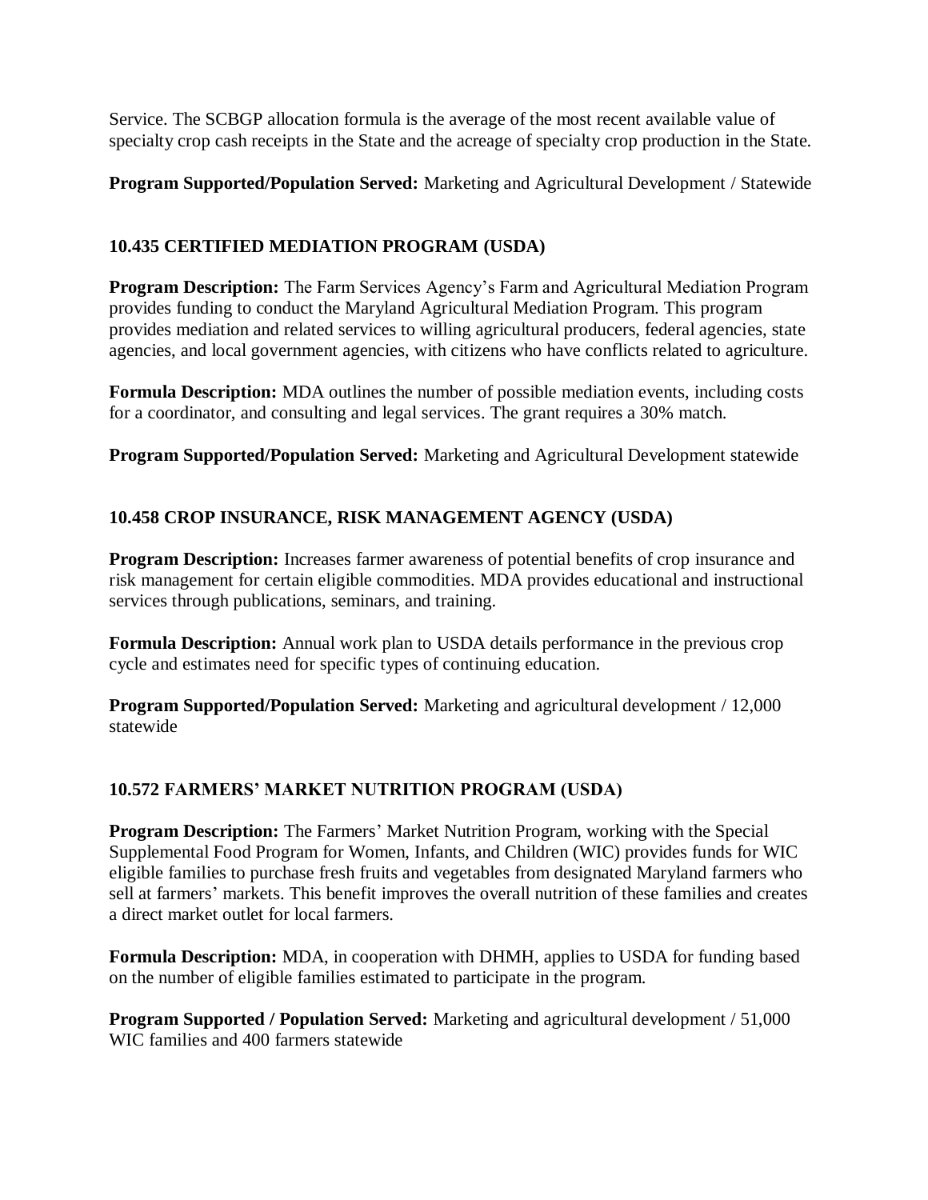Service. The SCBGP allocation formula is the average of the most recent available value of specialty crop cash receipts in the State and the acreage of specialty crop production in the State.

**Program Supported/Population Served:** Marketing and Agricultural Development / Statewide

### 10.435 CERTIFIED MEDIATION PROGRAM (USDA)

**Program Description:** The Farm Services Agency's Farm and Agricultural Mediation Program provides funding to conduct the Maryland Agricultural Mediation Program. This program provides mediation and related services to willing agricultural producers, federal agencies, state agencies, and local government agencies, with citizens who have conflicts related to agriculture.

**Formula Description:** MDA outlines the number of possible mediation events, including costs for a coordinator, and consulting and legal services. The grant requires a 30% match.

**Program Supported/Population Served:** Marketing and Agricultural Development statewide

### 10.458 CROP INSURANCE, RISK MANAGEMENT AGENCY (USDA)

**Program Description:** Increases farmer awareness of potential benefits of crop insurance and risk management for certain eligible commodities. MDA provides educational and instructional services through publications, seminars, and training.

**Formula Description:** Annual work plan to USDA details performance in the previous crop cycle and estimates need for specific types of continuing education.

**Program Supported/Population Served:** Marketing and agricultural development / 12,000 statewide

### 10.572 FARMERS' MARKET NUTRITION PROGRAM (USDA)

**Program Description:** The Farmers' Market Nutrition Program, working with the Special Supplemental Food Program for Women, Infants, and Children (WIC) provides funds for WIC eligible families to purchase fresh fruits and vegetables from designated Maryland farmers who sell at farmers' markets. This benefit improves the overall nutrition of these families and creates a direct market outlet for local farmers.

**Formula Description:** MDA, in cooperation with DHMH, applies to USDA for funding based on the number of eligible families estimated to participate in the program.

**Program Supported / Population Served:** Marketing and agricultural development / 51,000 WIC families and 400 farmers statewide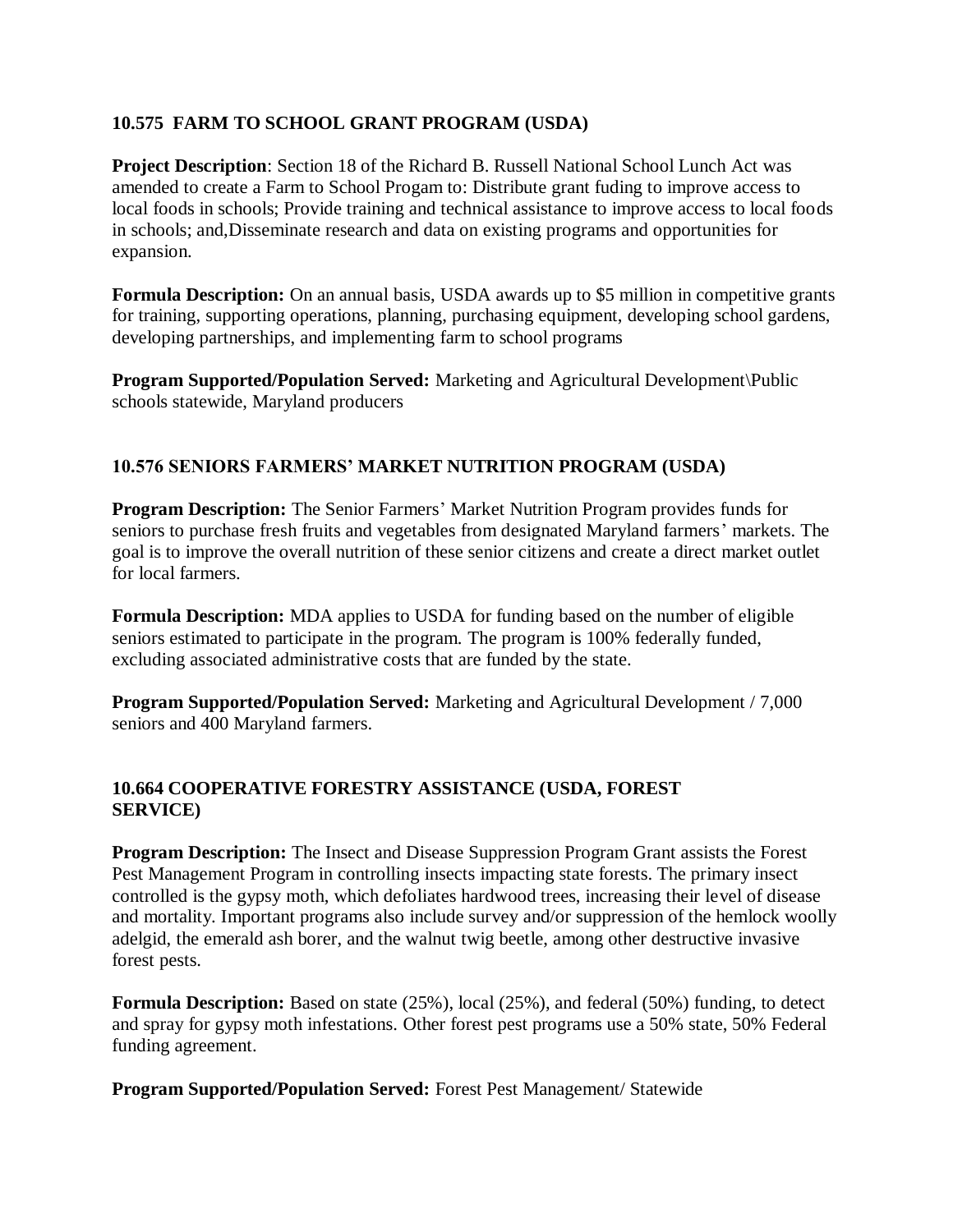### 10.575 FARM TO SCHOOL GRANT PROGRAM (USDA)

**Project Description**: Section 18 of the Richard B. Russell National School Lunch Act was amended to create a Farm to School Progam to: Distribute grant fuding to improve access to local foods in schools; Provide training and technical assistance to improve access to local foods in schools; and,Disseminate research and data on existing programs and opportunities for expansion.

**Formula Description:** On an annual basis, USDA awards up to $5 million in competitive grants for training, supporting operations, planning, purchasing equipment, developing school gardens, developing partnerships, and implementing farm to school programs

**Program Supported/Population Served:** Marketing and Agricultural Development\Public schools statewide, Maryland producers

### 10.576 SENIORS FARMERS' MARKET NUTRITION PROGRAM (USDA)

**Program Description:** The Senior Farmers' Market Nutrition Program provides funds for seniors to purchase fresh fruits and vegetables from designated Maryland farmers' markets. The goal is to improve the overall nutrition of these senior citizens and create a direct market outlet for local farmers.

**Formula Description:** MDA applies to USDA for funding based on the number of eligible seniors estimated to participate in the program. The program is 100% federally funded, excluding associated administrative costs that are funded by the state.

**Program Supported/Population Served:** Marketing and Agricultural Development / 7,000 seniors and 400 Maryland farmers.

### 10.664 COOPERATIVE FORESTRY ASSISTANCE (USDA, FOREST SERVICE)

**Program Description:** The Insect and Disease Suppression Program Grant assists the Forest Pest Management Program in controlling insects impacting state forests. The primary insect controlled is the gypsy moth, which defoliates hardwood trees, increasing their level of disease and mortality. Important programs also include survey and/or suppression of the hemlock woolly adelgid, the emerald ash borer, and the walnut twig beetle, among other destructive invasive forest pests.

**Formula Description:** Based on state (25%), local (25%), and federal (50%) funding, to detect and spray for gypsy moth infestations. Other forest pest programs use a 50% state, 50% Federal funding agreement.

**Program Supported/Population Served:** Forest Pest Management/ Statewide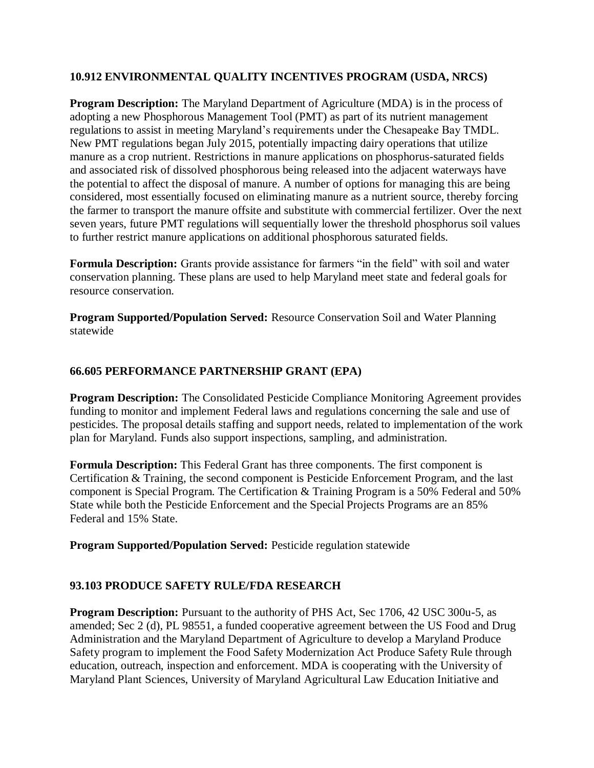### 10.912 ENVIRONMENTAL QUALITY INCENTIVES PROGRAM (USDA, NRCS)

**Program Description:** The Maryland Department of Agriculture (MDA) is in the process of adopting a new Phosphorous Management Tool (PMT) as part of its nutrient management regulations to assist in meeting Maryland's requirements under the Chesapeake Bay TMDL. New PMT regulations began July 2015, potentially impacting dairy operations that utilize manure as a crop nutrient. Restrictions in manure applications on phosphorus-saturated fields and associated risk of dissolved phosphorous being released into the adjacent waterways have the potential to affect the disposal of manure. A number of options for managing this are being considered, most essentially focused on eliminating manure as a nutrient source, thereby forcing the farmer to transport the manure offsite and substitute with commercial fertilizer. Over the next seven years, future PMT regulations will sequentially lower the threshold phosphorus soil values to further restrict manure applications on additional phosphorous saturated fields.

**Formula Description:** Grants provide assistance for farmers "in the field" with soil and water conservation planning. These plans are used to help Maryland meet state and federal goals for resource conservation.

**Program Supported/Population Served:** Resource Conservation Soil and Water Planning statewide

### 66.605 PERFORMANCE PARTNERSHIP GRANT (EPA)

**Program Description:** The Consolidated Pesticide Compliance Monitoring Agreement provides funding to monitor and implement Federal laws and regulations concerning the sale and use of pesticides. The proposal details staffing and support needs, related to implementation of the work plan for Maryland. Funds also support inspections, sampling, and administration.

**Formula Description:** This Federal Grant has three components. The first component is Certification & Training, the second component is Pesticide Enforcement Program, and the last component is Special Program. The Certification & Training Program is a 50% Federal and 50% State while both the Pesticide Enforcement and the Special Projects Programs are an 85% Federal and 15% State.

**Program Supported/Population Served:** Pesticide regulation statewide

### 93.103 PRODUCE SAFETY RULE/FDA RESEARCH

**Program Description:** Pursuant to the authority of PHS Act, Sec 1706, 42 USC 300u-5, as amended; Sec 2 (d), PL 98551, a funded cooperative agreement between the US Food and Drug Administration and the Maryland Department of Agriculture to develop a Maryland Produce Safety program to implement the Food Safety Modernization Act Produce Safety Rule through education, outreach, inspection and enforcement. MDA is cooperating with the University of Maryland Plant Sciences, University of Maryland Agricultural Law Education Initiative and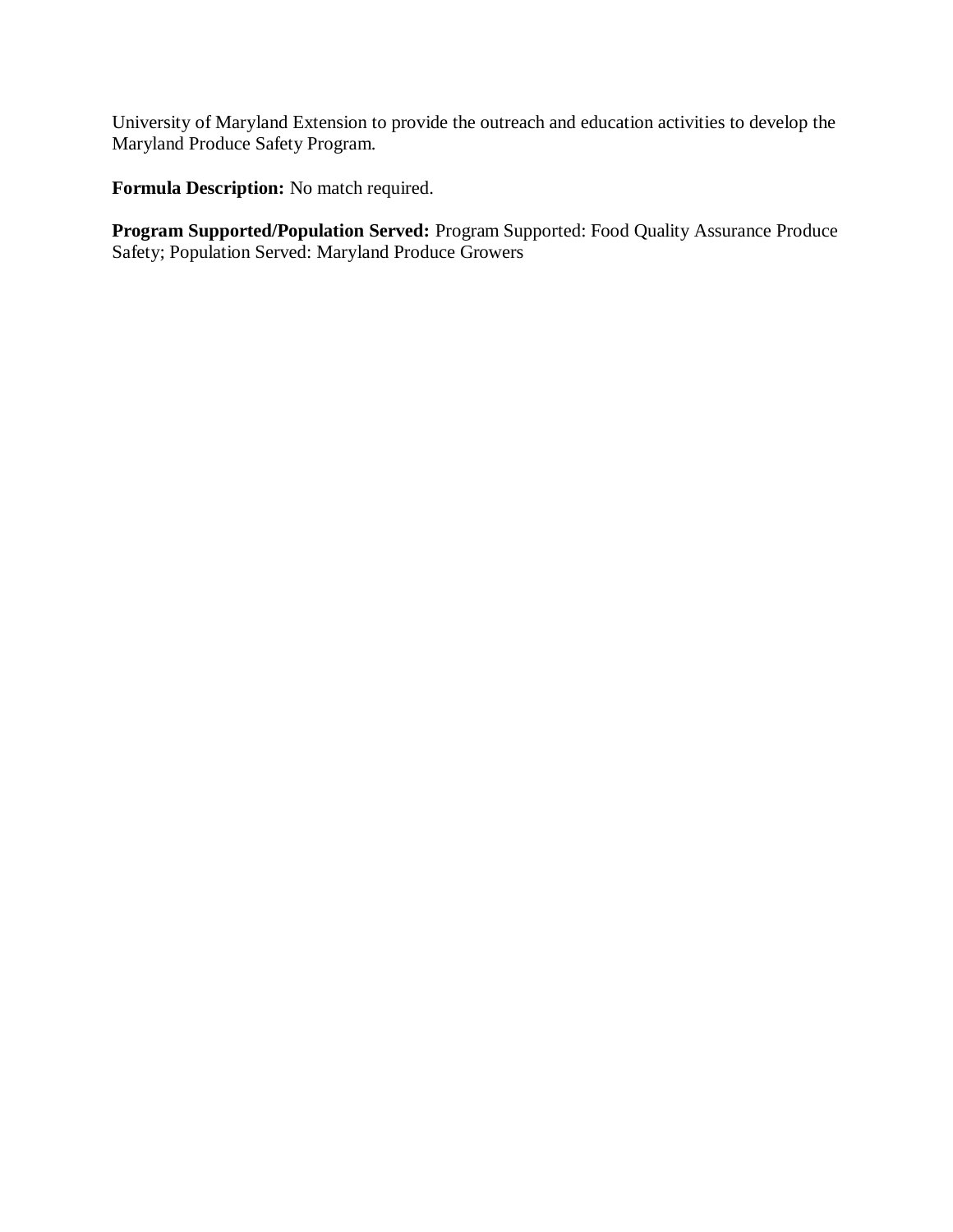University of Maryland Extension to provide the outreach and education activities to develop the Maryland Produce Safety Program.

**Formula Description:** No match required.

**Program Supported/Population Served:** Program Supported: Food Quality Assurance Produce Safety; Population Served: Maryland Produce Growers